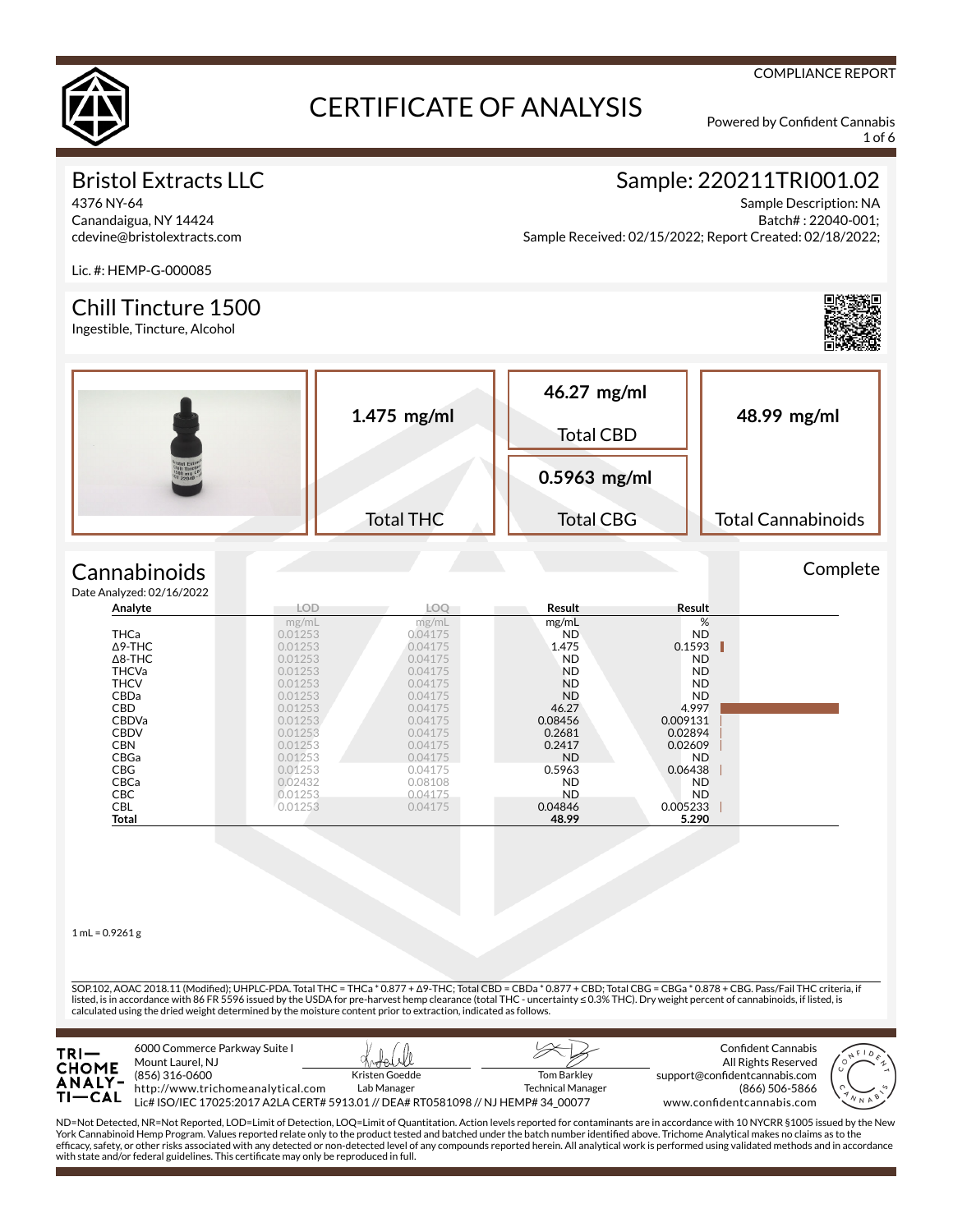COMPLIANCE REPORT

# CERTIFICATE OF ANALYSIS

Powered by Confident Cannabis

## Bristol Extracts LLC

4376 NY-64
Canandaigua, NY 14424
cdevine@bristolextracts.com

Lic. #: HEMP-G-000085

## Sample: 220211TRI001.02

Sample Description: NA
Batch# : 22040-001;
Sample Received: 02/15/2022; Report Created: 02/18/2022;

## Chill Tincture 1500

Ingestible, Tincture, Alcohol

| Total THC | Total CBD | Total CBG | Total Cannabinoids |
|---|---|---|---|
| **1.475 mg/ml** | **46.27 mg/ml** | **0.5963 mg/ml** | **48.99 mg/ml** |

## Cannabinoids

Complete

Date Analyzed: 02/16/2022

| Analyte | LOD | LOQ | Result | Result |
|---|---|---|---|---|
| | mg/mL | mg/mL | mg/mL | % |
| THCa | 0.01253 | 0.04175 | ND | ND |
| Δ9-THC | 0.01253 | 0.04175 | 1.475 | 0.1593 |
| Δ8-THC | 0.01253 | 0.04175 | ND | ND |
| THCVa | 0.01253 | 0.04175 | ND | ND |
| THCV | 0.01253 | 0.04175 | ND | ND |
| CBDa | 0.01253 | 0.04175 | ND | ND |
| CBD | 0.01253 | 0.04175 | 46.27 | 4.997 |
| CBDVa | 0.01253 | 0.04175 | 0.08456 | 0.009131 |
| CBDV | 0.01253 | 0.04175 | 0.2681 | 0.02894 |
| CBN | 0.01253 | 0.04175 | 0.2417 | 0.02609 |
| CBGa | 0.01253 | 0.04175 | ND | ND |
| CBG | 0.01253 | 0.04175 | 0.5963 | 0.06438 |
| CBCa | 0.02432 | 0.08108 | ND | ND |
| CBC | 0.01253 | 0.04175 | ND | ND |
| CBL | 0.01253 | 0.04175 | 0.04846 | 0.005233 |
| **Total** | | | **48.99** | **5.290** |

1 mL = 0.9261 g

SOP.102, AOAC 2018.11 (Modified); UHPLC-PDA. Total THC = THCa * 0.877 + Δ9-THC; Total CBD = CBDa * 0.877 + CBD; Total CBG = CBGa * 0.878 + CBG. Pass/Fail THC criteria, if listed, is in accordance with 86 FR 5596 issued by the USDA for pre-harvest hemp clearance (total THC - uncertainty ≤ 0.3% THC). Dry weight percent of cannabinoids, if listed, is calculated using the dried weight determined by the moisture content prior to extraction, indicated as follows.

TRICHOME ANALYTICAL
6000 Commerce Parkway Suite I
Mount Laurel, NJ
(856) 316-0600
http://www.trichomeanalytical.com
Lic# ISO/IEC 17025:2017 A2LA CERT# 5913.01 // DEA# RT0581098 // NJ HEMP# 34_00077

Kristen Goedde
Lab Manager

Tom Barkley
Technical Manager

Confident Cannabis
All Rights Reserved
support@confidentcannabis.com
(866) 506-5866
www.confidentcannabis.com

ND=Not Detected, NR=Not Reported, LOD=Limit of Detection, LOQ=Limit of Quantitation. Action levels reported for contaminants are in accordance with 10 NYCRR §1005 issued by the New York Cannabinoid Hemp Program. Values reported relate only to the product tested and batched under the batch number identified above. Trichome Analytical makes no claims as to the efficacy, safety, or other risks associated with any detected or non-detected level of any compounds reported herein. All analytical work is performed using validated methods and in accordance with state and/or federal guidelines. This certificate may only be reproduced in full.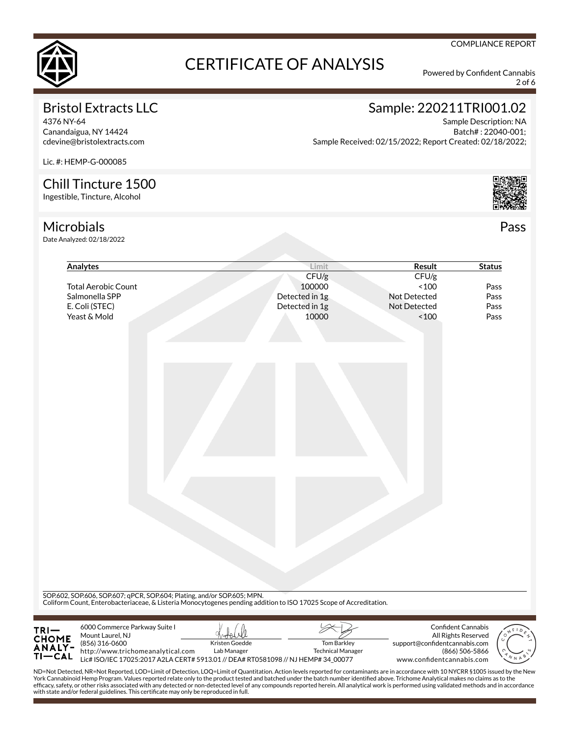COMPLIANCE REPORT

# CERTIFICATE OF ANALYSIS

Powered by Confident Cannabis

## Bristol Extracts LLC

4376 NY-64
Canandaigua, NY 14424
cdevine@bristolextracts.com

Lic. #: HEMP-G-000085

## Sample: 220211TRI001.02

Sample Description: NA
Batch# : 22040-001;
Sample Received: 02/15/2022; Report Created: 02/18/2022;

## Chill Tincture 1500

Ingestible, Tincture, Alcohol

## Microbials

**Pass**

Date Analyzed: 02/18/2022

| Analytes | Limit | Result | Status |
|---|---|---|---|
| | CFU/g | CFU/g | |
| Total Aerobic Count | 100000 | <100 | Pass |
| Salmonella SPP | Detected in 1g | Not Detected | Pass |
| E. Coli (STEC) | Detected in 1g | Not Detected | Pass |
| Yeast & Mold | 10000 | <100 | Pass |

SOP.602, SOP.606, SOP.607; qPCR, SOP.604; Plating, and/or SOP.605; MPN.
Coliform Count, Enterobacteriaceae, & Listeria Monocytogenes pending addition to ISO 17025 Scope of Accreditation.

TRICHOME ANALYTICAL
6000 Commerce Parkway Suite I
Mount Laurel, NJ
(856) 316-0600
http://www.trichomeanalytical.com
Lic# ISO/IEC 17025:2017 A2LA CERT# 5913.01 // DEA# RT0581098 // NJ HEMP# 34_00077

Kristen Goedde
Lab Manager

Tom Barkley
Technical Manager

Confident Cannabis
All Rights Reserved
support@confidentcannabis.com
(866) 506-5866
www.confidentcannabis.com

ND=Not Detected, NR=Not Reported, LOD=Limit of Detection, LOQ=Limit of Quantitation. Action levels reported for contaminants are in accordance with 10 NYCRR §1005 issued by the New York Cannabinoid Hemp Program. Values reported relate only to the product tested and batched under the batch number identified above. Trichome Analytical makes no claims as to the efficacy, safety, or other risks associated with any detected or non-detected level of any compounds reported herein. All analytical work is performed using validated methods and in accordance with state and/or federal guidelines. This certificate may only be reproduced in full.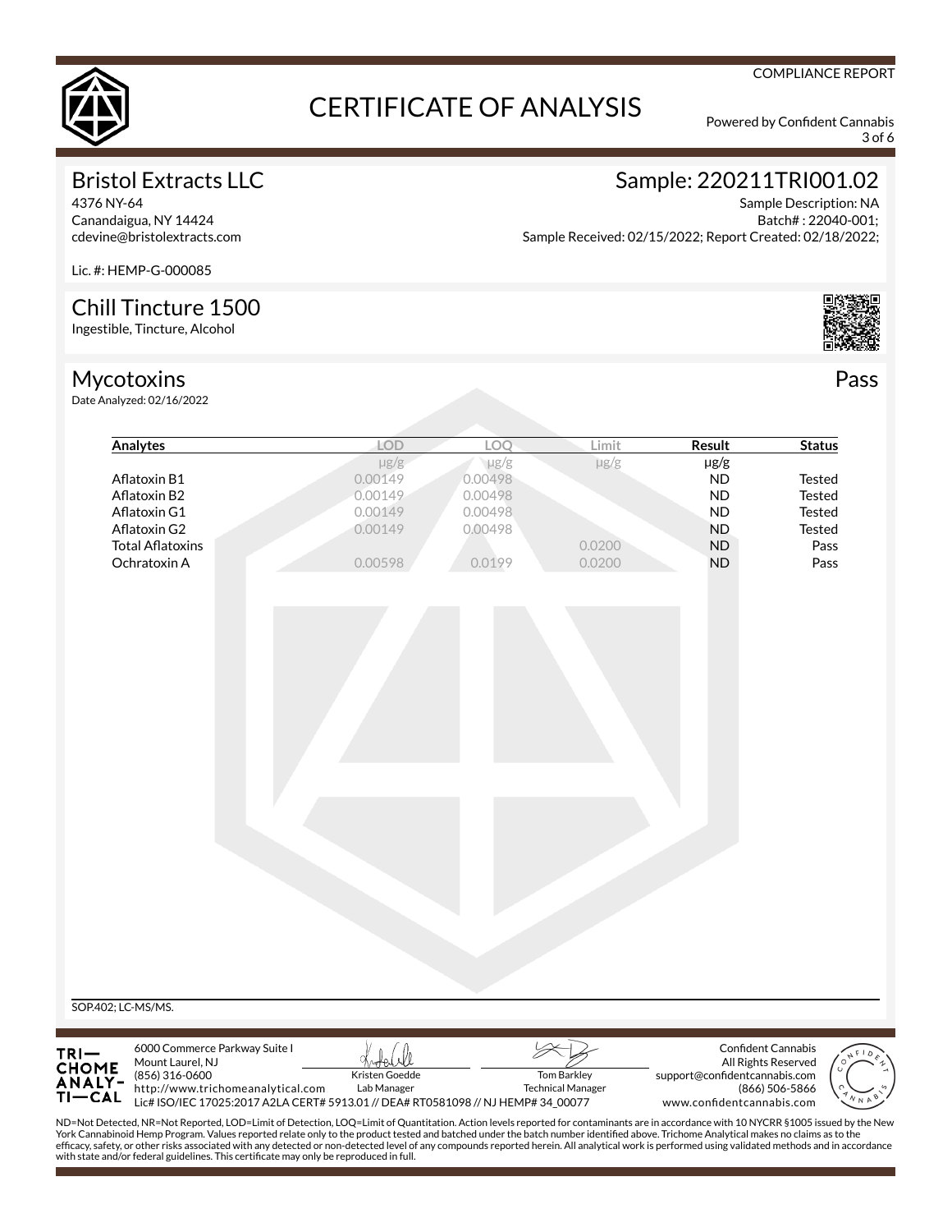COMPLIANCE REPORT

# CERTIFICATE OF ANALYSIS

Powered by Confident Cannabis

## Bristol Extracts LLC

4376 NY-64
Canandaigua, NY 14424
cdevine@bristolextracts.com

Lic. #: HEMP-G-000085

## Sample: 220211TRI001.02

Sample Description: NA
Batch# : 22040-001;
Sample Received: 02/15/2022; Report Created: 02/18/2022;

## Chill Tincture 1500

Ingestible, Tincture, Alcohol

## Mycotoxins

**Pass**

Date Analyzed: 02/16/2022

| Analytes | LOD | LOQ | Limit | Result | Status |
|---|---|---|---|---|---|
| | μg/g | μg/g | μg/g | μg/g | |
| Aflatoxin B1 | 0.00149 | 0.00498 | | ND | Tested |
| Aflatoxin B2 | 0.00149 | 0.00498 | | ND | Tested |
| Aflatoxin G1 | 0.00149 | 0.00498 | | ND | Tested |
| Aflatoxin G2 | 0.00149 | 0.00498 | | ND | Tested |
| Total Aflatoxins | | | 0.0200 | ND | Pass |
| Ochratoxin A | 0.00598 | 0.0199 | 0.0200 | ND | Pass |

SOP.402; LC-MS/MS.

TRICHOME ANALYTICAL
6000 Commerce Parkway Suite I
Mount Laurel, NJ
(856) 316-0600
http://www.trichomeanalytical.com
Lic# ISO/IEC 17025:2017 A2LA CERT# 5913.01 // DEA# RT0581098 // NJ HEMP# 34_00077

Kristen Goedde
Lab Manager

Tom Barkley
Technical Manager

Confident Cannabis
All Rights Reserved
support@confidentcannabis.com
(866) 506-5866
www.confidentcannabis.com

ND=Not Detected, NR=Not Reported, LOD=Limit of Detection, LOQ=Limit of Quantitation. Action levels reported for contaminants are in accordance with 10 NYCRR §1005 issued by the New York Cannabinoid Hemp Program. Values reported relate only to the product tested and batched under the batch number identified above. Trichome Analytical makes no claims as to the efficacy, safety, or other risks associated with any detected or non-detected level of any compounds reported herein. All analytical work is performed using validated methods and in accordance with state and/or federal guidelines. This certificate may only be reproduced in full.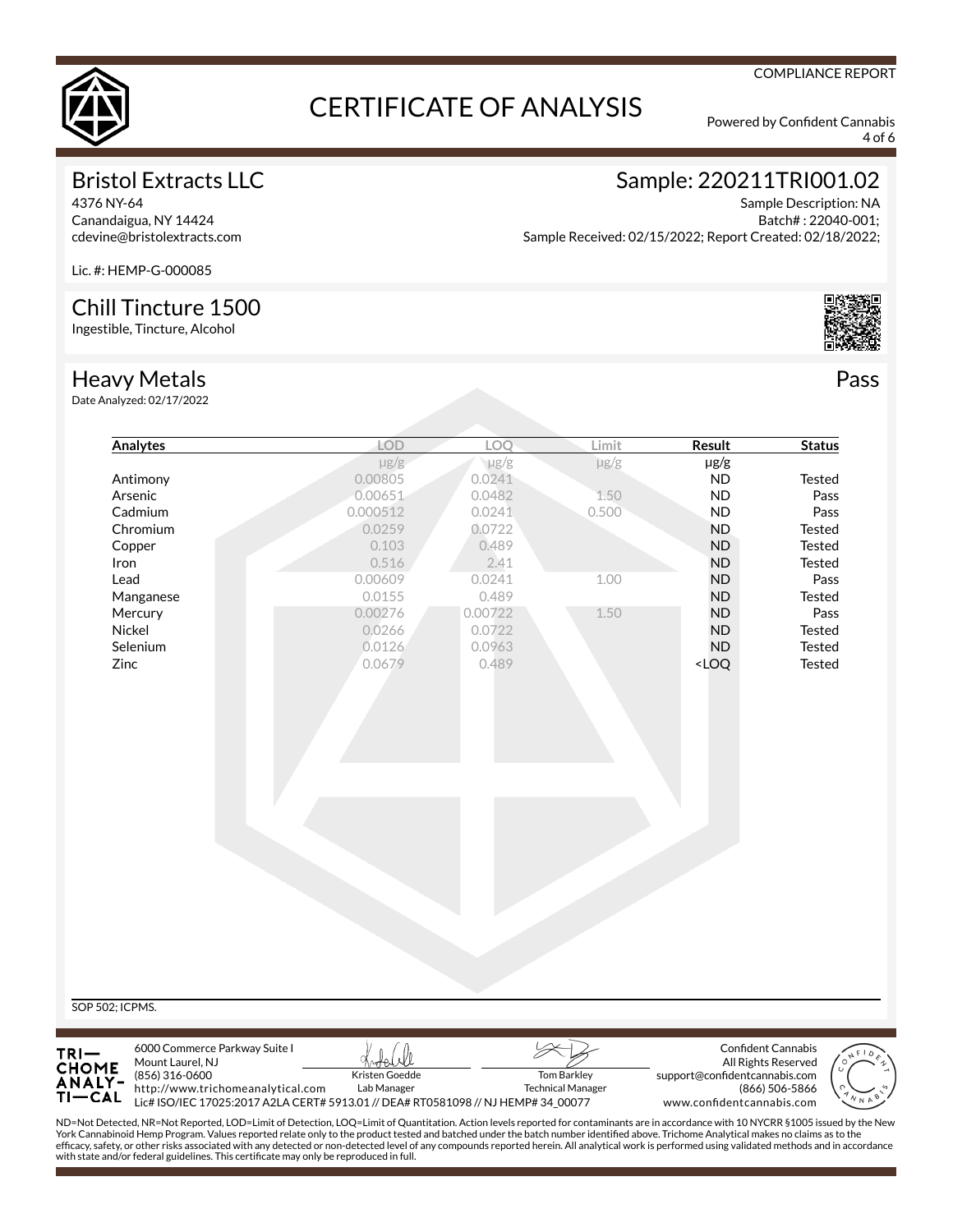COMPLIANCE REPORT

# CERTIFICATE OF ANALYSIS

Powered by Confident Cannabis

## Bristol Extracts LLC

4376 NY-64
Canandaigua, NY 14424
cdevine@bristolextracts.com

Lic. #: HEMP-G-000085

## Sample: 220211TRI001.02

Sample Description: NA
Batch# : 22040-001;
Sample Received: 02/15/2022; Report Created: 02/18/2022;

## Chill Tincture 1500

Ingestible, Tincture, Alcohol

## Heavy Metals

Pass

Date Analyzed: 02/17/2022

| Analytes | LOD | LOQ | Limit | Result | Status |
|---|---|---|---|---|---|
| | μg/g | μg/g | μg/g | μg/g | |
| Antimony | 0.00805 | 0.0241 | | ND | Tested |
| Arsenic | 0.00651 | 0.0482 | 1.50 | ND | Pass |
| Cadmium | 0.000512 | 0.0241 | 0.500 | ND | Pass |
| Chromium | 0.0259 | 0.0722 | | ND | Tested |
| Copper | 0.103 | 0.489 | | ND | Tested |
| Iron | 0.516 | 2.41 | | ND | Tested |
| Lead | 0.00609 | 0.0241 | 1.00 | ND | Pass |
| Manganese | 0.0155 | 0.489 | | ND | Tested |
| Mercury | 0.00276 | 0.00722 | 1.50 | ND | Pass |
| Nickel | 0.0266 | 0.0722 | | ND | Tested |
| Selenium | 0.0126 | 0.0963 | | ND | Tested |
| Zinc | 0.0679 | 0.489 | | <LOQ | Tested |

SOP 502; ICPMS.

TRICHOME ANALYTICAL
6000 Commerce Parkway Suite I
Mount Laurel, NJ
(856) 316-0600
http://www.trichomeanalytical.com

Kristen Goedde, Lab Manager

Tom Barkley, Technical Manager

Confident Cannabis
All Rights Reserved
support@confidentcannabis.com
(866) 506-5866
www.confidentcannabis.com

Lic# ISO/IEC 17025:2017 A2LA CERT# 5913.01 // DEA# RT0581098 // NJ HEMP# 34_00077

ND=Not Detected, NR=Not Reported, LOD=Limit of Detection, LOQ=Limit of Quantitation. Action levels reported for contaminants are in accordance with 10 NYCRR §1005 issued by the New York Cannabinoid Hemp Program. Values reported relate only to the product tested and batched under the batch number identified above. Trichome Analytical makes no claims as to the efficacy, safety, or other risks associated with any detected or non-detected level of any compounds reported herein. All analytical work is performed using validated methods and in accordance with state and/or federal guidelines. This certificate may only be reproduced in full.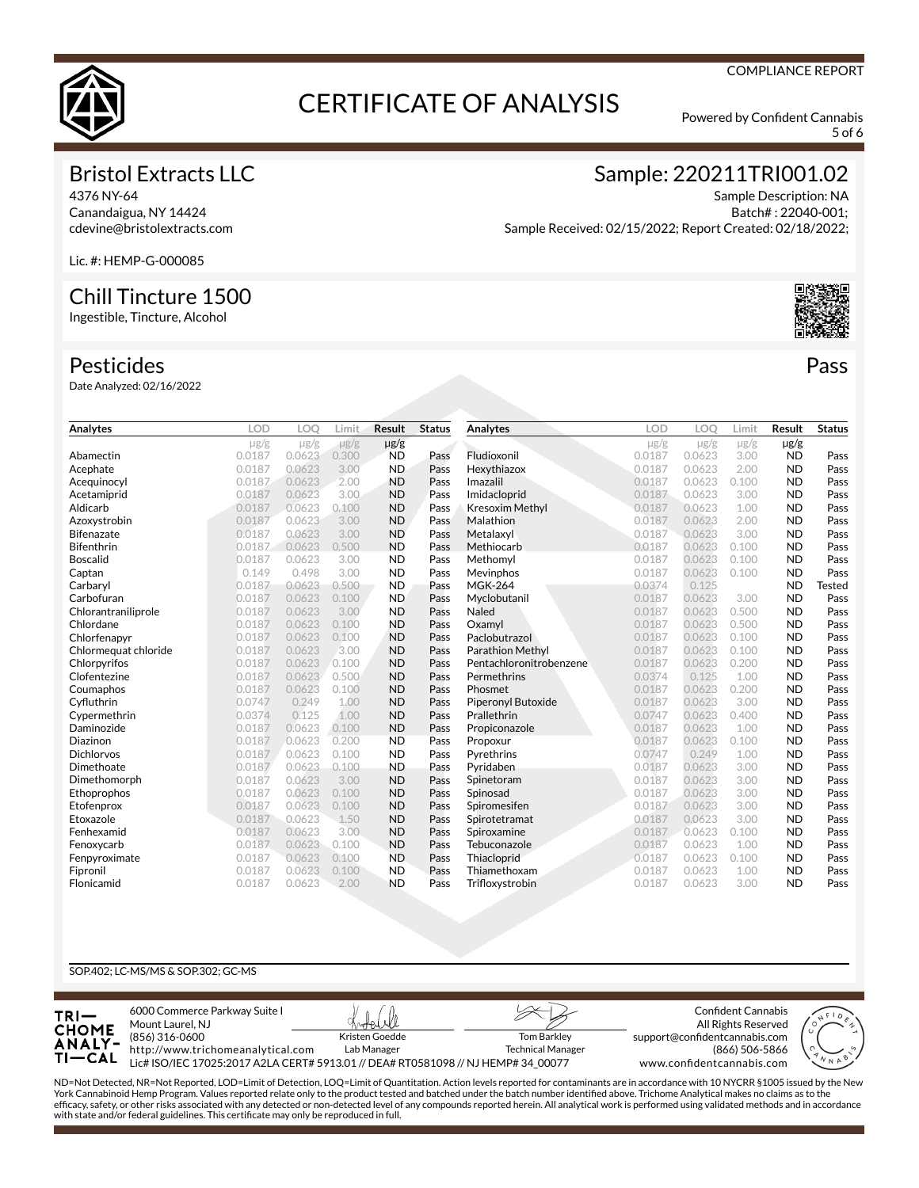COMPLIANCE REPORT

# CERTIFICATE OF ANALYSIS

Powered by Confident Cannabis

## Bristol Extracts LLC

4376 NY-64
Canandaigua, NY 14424
cdevine@bristolextracts.com

Lic. #: HEMP-G-000085

## Sample: 220211TRI001.02

Sample Description: NA
Batch# : 22040-001;
Sample Received: 02/15/2022; Report Created: 02/18/2022;

## Chill Tincture 1500

Ingestible, Tincture, Alcohol

## Pesticides

**Pass**

Date Analyzed: 02/16/2022

| Analytes | LOD | LOQ | Limit | Result | Status |
|---|---|---|---|---|---|
| | μg/g | μg/g | μg/g | μg/g | |
| Abamectin | 0.0187 | 0.0623 | 0.300 | ND | Pass |
| Acephate | 0.0187 | 0.0623 | 3.00 | ND | Pass |
| Acequinocyl | 0.0187 | 0.0623 | 2.00 | ND | Pass |
| Acetamiprid | 0.0187 | 0.0623 | 3.00 | ND | Pass |
| Aldicarb | 0.0187 | 0.0623 | 0.100 | ND | Pass |
| Azoxystrobin | 0.0187 | 0.0623 | 3.00 | ND | Pass |
| Bifenazate | 0.0187 | 0.0623 | 3.00 | ND | Pass |
| Bifenthrin | 0.0187 | 0.0623 | 0.500 | ND | Pass |
| Boscalid | 0.0187 | 0.0623 | 3.00 | ND | Pass |
| Captan | 0.149 | 0.498 | 3.00 | ND | Pass |
| Carbaryl | 0.0187 | 0.0623 | 0.500 | ND | Pass |
| Carbofuran | 0.0187 | 0.0623 | 0.100 | ND | Pass |
| Chlorantraniliprole | 0.0187 | 0.0623 | 3.00 | ND | Pass |
| Chlordane | 0.0187 | 0.0623 | 0.100 | ND | Pass |
| Chlorfenapyr | 0.0187 | 0.0623 | 0.100 | ND | Pass |
| Chlormequat chloride | 0.0187 | 0.0623 | 3.00 | ND | Pass |
| Chlorpyrifos | 0.0187 | 0.0623 | 0.100 | ND | Pass |
| Clofentezine | 0.0187 | 0.0623 | 0.500 | ND | Pass |
| Coumaphos | 0.0187 | 0.0623 | 0.100 | ND | Pass |
| Cyfluthrin | 0.0747 | 0.249 | 1.00 | ND | Pass |
| Cypermethrin | 0.0374 | 0.125 | 1.00 | ND | Pass |
| Daminozide | 0.0187 | 0.0623 | 0.100 | ND | Pass |
| Diazinon | 0.0187 | 0.0623 | 0.200 | ND | Pass |
| Dichlorvos | 0.0187 | 0.0623 | 0.100 | ND | Pass |
| Dimethoate | 0.0187 | 0.0623 | 0.100 | ND | Pass |
| Dimethomorph | 0.0187 | 0.0623 | 3.00 | ND | Pass |
| Ethoprophos | 0.0187 | 0.0623 | 0.100 | ND | Pass |
| Etofenprox | 0.0187 | 0.0623 | 0.100 | ND | Pass |
| Etoxazole | 0.0187 | 0.0623 | 1.50 | ND | Pass |
| Fenhexamid | 0.0187 | 0.0623 | 3.00 | ND | Pass |
| Fenoxycarb | 0.0187 | 0.0623 | 0.100 | ND | Pass |
| Fenpyroximate | 0.0187 | 0.0623 | 0.100 | ND | Pass |
| Fipronil | 0.0187 | 0.0623 | 0.100 | ND | Pass |
| Flonicamid | 0.0187 | 0.0623 | 2.00 | ND | Pass |
| Fludioxonil | 0.0187 | 0.0623 | 3.00 | ND | Pass |
| Hexythiazox | 0.0187 | 0.0623 | 2.00 | ND | Pass |
| Imazalil | 0.0187 | 0.0623 | 0.100 | ND | Pass |
| Imidacloprid | 0.0187 | 0.0623 | 3.00 | ND | Pass |
| Kresoxim Methyl | 0.0187 | 0.0623 | 1.00 | ND | Pass |
| Malathion | 0.0187 | 0.0623 | 2.00 | ND | Pass |
| Metalaxyl | 0.0187 | 0.0623 | 3.00 | ND | Pass |
| Methiocarb | 0.0187 | 0.0623 | 0.100 | ND | Pass |
| Methomyl | 0.0187 | 0.0623 | 0.100 | ND | Pass |
| Mevinphos | 0.0187 | 0.0623 | 0.100 | ND | Pass |
| MGK-264 | 0.0374 | 0.125 | | ND | Tested |
| Myclobutanil | 0.0187 | 0.0623 | 3.00 | ND | Pass |
| Naled | 0.0187 | 0.0623 | 0.500 | ND | Pass |
| Oxamyl | 0.0187 | 0.0623 | 0.500 | ND | Pass |
| Paclobutrazol | 0.0187 | 0.0623 | 0.100 | ND | Pass |
| Parathion Methyl | 0.0187 | 0.0623 | 0.100 | ND | Pass |
| Pentachloronitrobenzene | 0.0187 | 0.0623 | 0.200 | ND | Pass |
| Permethrins | 0.0374 | 0.125 | 1.00 | ND | Pass |
| Phosmet | 0.0187 | 0.0623 | 0.200 | ND | Pass |
| Piperonyl Butoxide | 0.0187 | 0.0623 | 3.00 | ND | Pass |
| Prallethrin | 0.0747 | 0.0623 | 0.400 | ND | Pass |
| Propiconazole | 0.0187 | 0.0623 | 1.00 | ND | Pass |
| Propoxur | 0.0187 | 0.0623 | 0.100 | ND | Pass |
| Pyrethrins | 0.0747 | 0.249 | 1.00 | ND | Pass |
| Pyridaben | 0.0187 | 0.0623 | 3.00 | ND | Pass |
| Spinetoram | 0.0187 | 0.0623 | 3.00 | ND | Pass |
| Spinosad | 0.0187 | 0.0623 | 3.00 | ND | Pass |
| Spiromesifen | 0.0187 | 0.0623 | 3.00 | ND | Pass |
| Spirotetramat | 0.0187 | 0.0623 | 3.00 | ND | Pass |
| Spiroxamine | 0.0187 | 0.0623 | 0.100 | ND | Pass |
| Tebuconazole | 0.0187 | 0.0623 | 1.00 | ND | Pass |
| Thiacloprid | 0.0187 | 0.0623 | 0.100 | ND | Pass |
| Thiamethoxam | 0.0187 | 0.0623 | 1.00 | ND | Pass |
| Trifloxystrobin | 0.0187 | 0.0623 | 3.00 | ND | Pass |

SOP.402; LC-MS/MS & SOP.302; GC-MS

TRICHOME ANALYTICAL
6000 Commerce Parkway Suite I
Mount Laurel, NJ
(856) 316-0600
http://www.trichomeanalytical.com

Kristen Goedde
Lab Manager

Tom Barkley
Technical Manager

Lic# ISO/IEC 17025:2017 A2LA CERT# 5913.01 // DEA# RT0581098 // NJ HEMP# 34_00077

Confident Cannabis
All Rights Reserved
support@confidentcannabis.com
(866) 506-5866
www.confidentcannabis.com

ND=Not Detected, NR=Not Reported, LOD=Limit of Detection, LOQ=Limit of Quantitation. Action levels reported for contaminants are in accordance with 10 NYCRR §1005 issued by the New York Cannabinoid Hemp Program. Values reported relate only to the product tested and batched under the batch number identified above. Trichome Analytical makes no claims as to the efficacy, safety, or other risks associated with any detected or non-detected level of any compounds reported herein. All analytical work is performed using validated methods and in accordance with state and/or federal guidelines. This certificate may only be reproduced in full.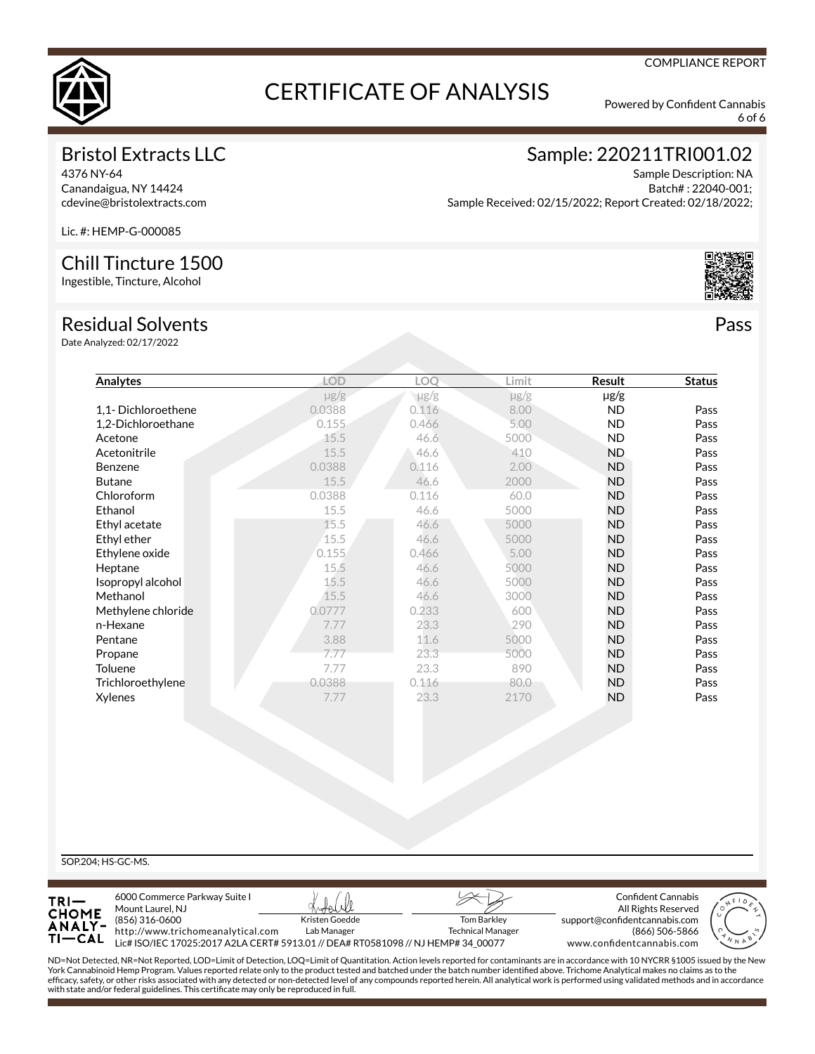COMPLIANCE REPORT

# CERTIFICATE OF ANALYSIS

Powered by Confident Cannabis

## Bristol Extracts LLC

4376 NY-64
Canandaigua, NY 14424
cdevine@bristolextracts.com

Lic. #: HEMP-G-000085

## Sample: 220211TRI001.02

Sample Description: NA
Batch# : 22040-001;
Sample Received: 02/15/2022; Report Created: 02/18/2022;

## Chill Tincture 1500

Ingestible, Tincture, Alcohol

## Residual Solvents

**Pass**

Date Analyzed: 02/17/2022

| Analytes | LOD | LOQ | Limit | Result | Status |
|---|---|---|---|---|---|
| | μg/g | μg/g | μg/g | μg/g | |
| 1,1- Dichloroethene | 0.0388 | 0.116 | 8.00 | ND | Pass |
| 1,2-Dichloroethane | 0.155 | 0.466 | 5.00 | ND | Pass |
| Acetone | 15.5 | 46.6 | 5000 | ND | Pass |
| Acetonitrile | 15.5 | 46.6 | 410 | ND | Pass |
| Benzene | 0.0388 | 0.116 | 2.00 | ND | Pass |
| Butane | 15.5 | 46.6 | 2000 | ND | Pass |
| Chloroform | 0.0388 | 0.116 | 60.0 | ND | Pass |
| Ethanol | 15.5 | 46.6 | 5000 | ND | Pass |
| Ethyl acetate | 15.5 | 46.6 | 5000 | ND | Pass |
| Ethyl ether | 15.5 | 46.6 | 5000 | ND | Pass |
| Ethylene oxide | 0.155 | 0.466 | 5.00 | ND | Pass |
| Heptane | 15.5 | 46.6 | 5000 | ND | Pass |
| Isopropyl alcohol | 15.5 | 46.6 | 5000 | ND | Pass |
| Methanol | 15.5 | 46.6 | 3000 | ND | Pass |
| Methylene chloride | 0.0777 | 0.233 | 600 | ND | Pass |
| n-Hexane | 7.77 | 23.3 | 290 | ND | Pass |
| Pentane | 3.88 | 11.6 | 5000 | ND | Pass |
| Propane | 7.77 | 23.3 | 5000 | ND | Pass |
| Toluene | 7.77 | 23.3 | 890 | ND | Pass |
| Trichloroethylene | 0.0388 | 0.116 | 80.0 | ND | Pass |
| Xylenes | 7.77 | 23.3 | 2170 | ND | Pass |

SOP.204; HS-GC-MS.

TRICHOME ANALYTICAL
6000 Commerce Parkway Suite I
Mount Laurel, NJ
(856) 316-0600
http://www.trichomeanalytical.com
Lic# ISO/IEC 17025:2017 A2LA CERT# 5913.01 // DEA# RT0581098 // NJ HEMP# 34_00077

Kristen Goedde
Lab Manager

Tom Barkley
Technical Manager

Confident Cannabis
All Rights Reserved
support@confidentcannabis.com
(866) 506-5866
www.confidentcannabis.com

ND=Not Detected, NR=Not Reported, LOD=Limit of Detection, LOQ=Limit of Quantitation. Action levels reported for contaminants are in accordance with 10 NYCRR §1005 issued by the New York Cannabinoid Hemp Program. Values reported relate only to the product tested and batched under the batch number identified above. Trichome Analytical makes no claims as to the efficacy, safety, or other risks associated with any detected or non-detected level of any compounds reported herein. All analytical work is performed using validated methods and in accordance with state and/or federal guidelines. This certificate may only be reproduced in full.